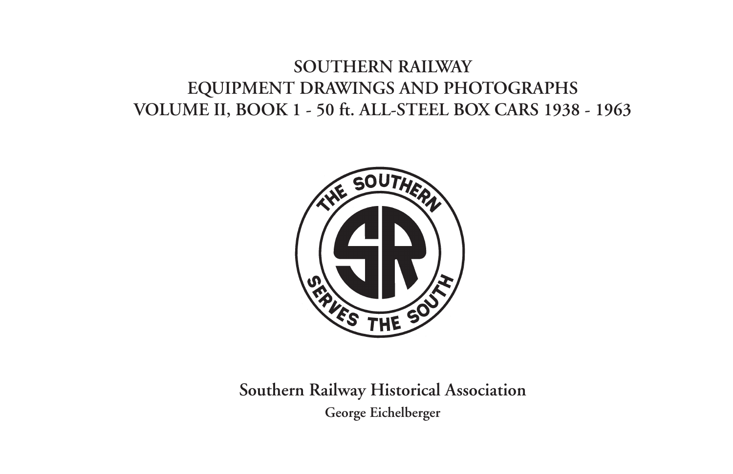# SOUTHERN RAILWAY
# EQUIPMENT DRAWINGS AND PHOTOGRAPHS
# VOLUME II, BOOK 1 - 50 ft. ALL-STEEL BOX CARS 1938 - 1963

THE SOUTHERN

SR

SERVES THE SOUTH

**Southern Railway Historical Association**

**George Eichelberger**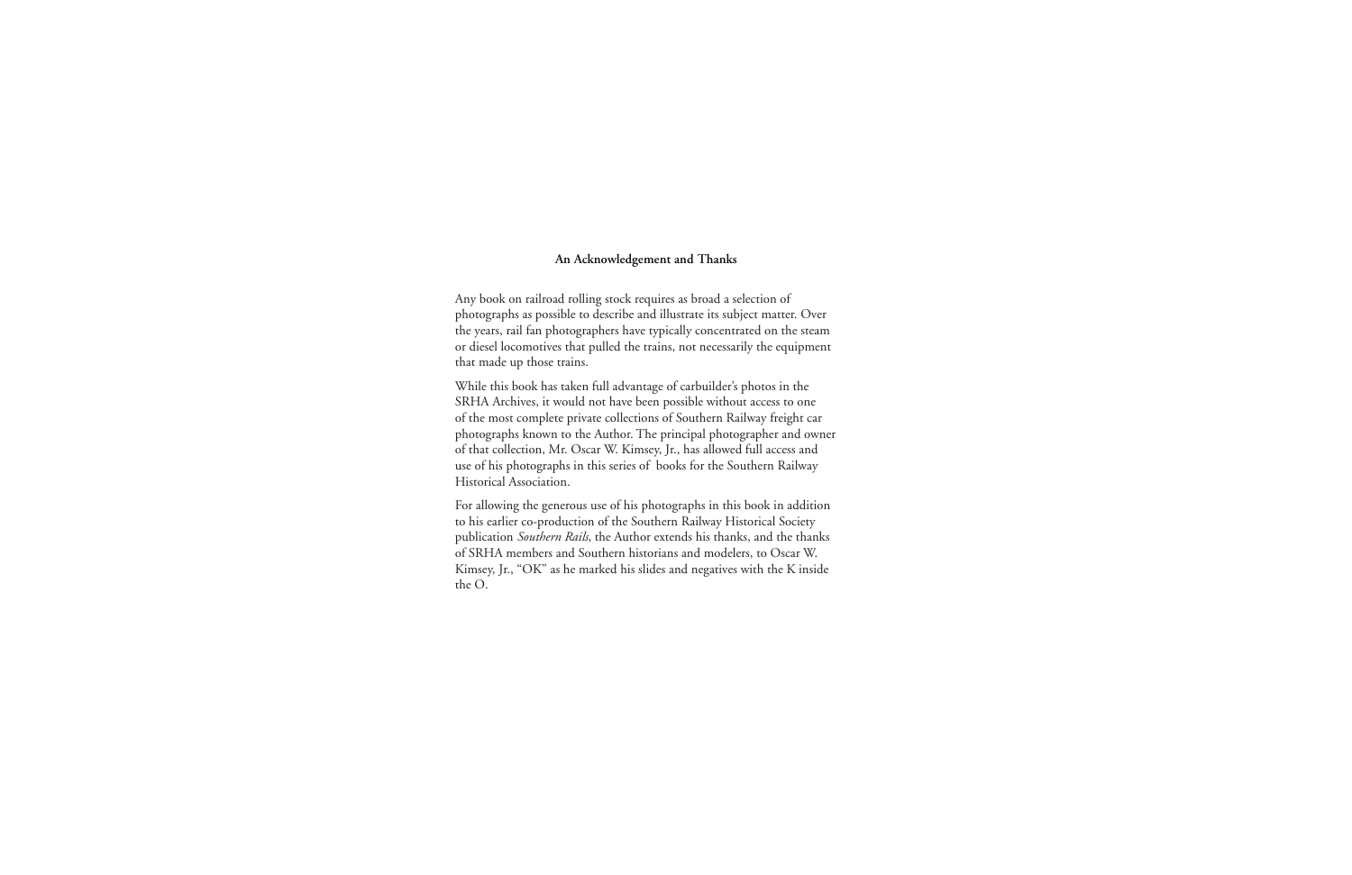## An Acknowledgement and Thanks

Any book on railroad rolling stock requires as broad a selection of photographs as possible to describe and illustrate its subject matter. Over the years, rail fan photographers have typically concentrated on the steam or diesel locomotives that pulled the trains, not necessarily the equipment that made up those trains.

While this book has taken full advantage of carbuilder's photos in the SRHA Archives, it would not have been possible without access to one of the most complete private collections of Southern Railway freight car photographs known to the Author. The principal photographer and owner of that collection, Mr. Oscar W. Kimsey, Jr., has allowed full access and use of his photographs in this series of books for the Southern Railway Historical Association.

For allowing the generous use of his photographs in this book in addition to his earlier co-production of the Southern Railway Historical Society publication *Southern Rails*, the Author extends his thanks, and the thanks of SRHA members and Southern historians and modelers, to Oscar W. Kimsey, Jr., "OK" as he marked his slides and negatives with the K inside the O.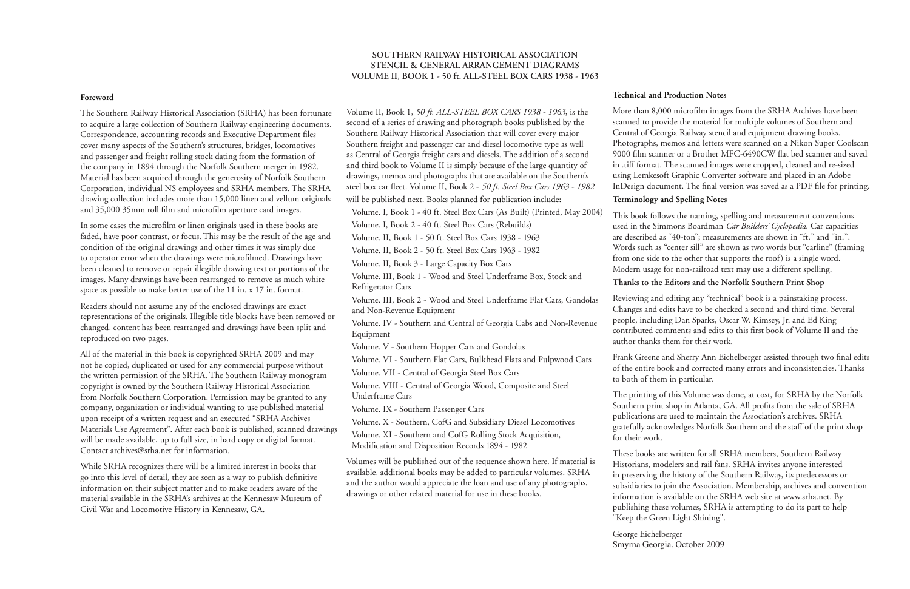# SOUTHERN RAILWAY HISTORICAL ASSOCIATION
## STENCIL & GENERAL ARRANGEMENT DIAGRAMS
## VOLUME II, BOOK 1 - 50 ft. ALL-STEEL BOX CARS 1938 - 1963

### Foreword

The Southern Railway Historical Association (SRHA) has been fortunate to acquire a large collection of Southern Railway engineering documents. Correspondence, accounting records and Executive Department files cover many aspects of the Southern's structures, bridges, locomotives and passenger and freight rolling stock dating from the formation of the company in 1894 through the Norfolk Southern merger in 1982. Material has been acquired through the generosity of Norfolk Southern Corporation, individual NS employees and SRHA members. The SRHA drawing collection includes more than 15,000 linen and vellum originals and 35,000 35mm roll film and microfilm aperture card images.

In some cases the microfilm or linen originals used in these books are faded, have poor contrast, or focus. This may be the result of the age and condition of the original drawings and other times it was simply due to operator error when the drawings were microfilmed. Drawings have been cleaned to remove or repair illegible drawing text or portions of the images. Many drawings have been rearranged to remove as much white space as possible to make better use of the 11 in. x 17 in. format.

Readers should not assume any of the enclosed drawings are exact representations of the originals. Illegible title blocks have been removed or changed, content has been rearranged and drawings have been split and reproduced on two pages.

All of the material in this book is copyrighted SRHA 2009 and may not be copied, duplicated or used for any commercial purpose without the written permission of the SRHA. The Southern Railway monogram copyright is owned by the Southern Railway Historical Association from Norfolk Southern Corporation. Permission may be granted to any company, organization or individual wanting to use published material upon receipt of a written request and an executed "SRHA Archives Materials Use Agreement". After each book is published, scanned drawings will be made available, up to full size, in hard copy or digital format. Contact archives@srha.net for information.

While SRHA recognizes there will be a limited interest in books that go into this level of detail, they are seen as a way to publish definitive information on their subject matter and to make readers aware of the material available in the SRHA's archives at the Kennesaw Museum of Civil War and Locomotive History in Kennesaw, GA.

Volume II, Book 1, *50 ft. ALL-STEEL BOX CARS 1938 - 1963*, is the second of a series of drawing and photograph books published by the Southern Railway Historical Association that will cover every major Southern freight and passenger car and diesel locomotive type as well as Central of Georgia freight cars and diesels. The addition of a second and third book to Volume II is simply because of the large quantity of drawings, memos and photographs that are available on the Southern's steel box car fleet. Volume II, Book 2 - *50 ft. Steel Box Cars 1963 - 1982* will be published next. Books planned for publication include:

- Volume. I, Book 1 - 40 ft. Steel Box Cars (As Built) (Printed, May 2004)
- Volume. I, Book 2 - 40 ft. Steel Box Cars (Rebuilds)
- Volume. II, Book 1 - 50 ft. Steel Box Cars 1938 - 1963
- Volume. II, Book 2 - 50 ft. Steel Box Cars 1963 - 1982
- Volume. II, Book 3 - Large Capacity Box Cars
- Volume. III, Book 1 - Wood and Steel Underframe Box, Stock and Refrigerator Cars
- Volume. III, Book 2 - Wood and Steel Underframe Flat Cars, Gondolas and Non-Revenue Equipment
- Volume. IV - Southern and Central of Georgia Cabs and Non-Revenue Equipment
- Volume. V - Southern Hopper Cars and Gondolas
- Volume. VI - Southern Flat Cars, Bulkhead Flats and Pulpwood Cars
- Volume. VII - Central of Georgia Steel Box Cars
- Volume. VIII - Central of Georgia Wood, Composite and Steel Underframe Cars
- Volume. IX - Southern Passenger Cars
- Volume. X - Southern, CofG and Subsidiary Diesel Locomotives
- Volume. XI - Southern and CofG Rolling Stock Acquisition, Modification and Disposition Records 1894 - 1982

Volumes will be published out of the sequence shown here. If material is available, additional books may be added to particular volumes. SRHA and the author would appreciate the loan and use of any photographs, drawings or other related material for use in these books.

### Technical and Production Notes

More than 8,000 microfilm images from the SRHA Archives have been scanned to provide the material for multiple volumes of Southern and Central of Georgia Railway stencil and equipment drawing books. Photographs, memos and letters were scanned on a Nikon Super Coolscan 9000 film scanner or a Brother MFC-6490CW flat bed scanner and saved in .tiff format. The scanned images were cropped, cleaned and re-sized using Lemkesoft Graphic Converter software and placed in an Adobe InDesign document. The final version was saved as a PDF file for printing.

### Terminology and Spelling Notes

This book follows the naming, spelling and measurement conventions used in the Simmons Boardman *Car Builders' Cyclopedia*. Car capacities are described as "40-ton"; measurements are shown in "ft." and "in.". Words such as "center sill" are shown as two words but "carline" (framing from one side to the other that supports the roof) is a single word. Modern usage for non-railroad text may use a different spelling.

### Thanks to the Editors and the Norfolk Southern Print Shop

Reviewing and editing any "technical" book is a painstaking process. Changes and edits have to be checked a second and third time. Several people, including Dan Sparks, Oscar W. Kimsey, Jr. and Ed King contributed comments and edits to this first book of Volume II and the author thanks them for their work.

Frank Greene and Sherry Ann Eichelberger assisted through two final edits of the entire book and corrected many errors and inconsistencies. Thanks to both of them in particular.

The printing of this Volume was done, at cost, for SRHA by the Norfolk Southern print shop in Atlanta, GA. All profits from the sale of SRHA publications are used to maintain the Association's archives. SRHA gratefully acknowledges Norfolk Southern and the staff of the print shop for their work.

These books are written for all SRHA members, Southern Railway Historians, modelers and rail fans. SRHA invites anyone interested in preserving the history of the Southern Railway, its predecessors or subsidiaries to join the Association. Membership, archives and convention information is available on the SRHA web site at www.srha.net. By publishing these volumes, SRHA is attempting to do its part to help "Keep the Green Light Shining".

George Eichelberger
Smyrna Georgia, October 2009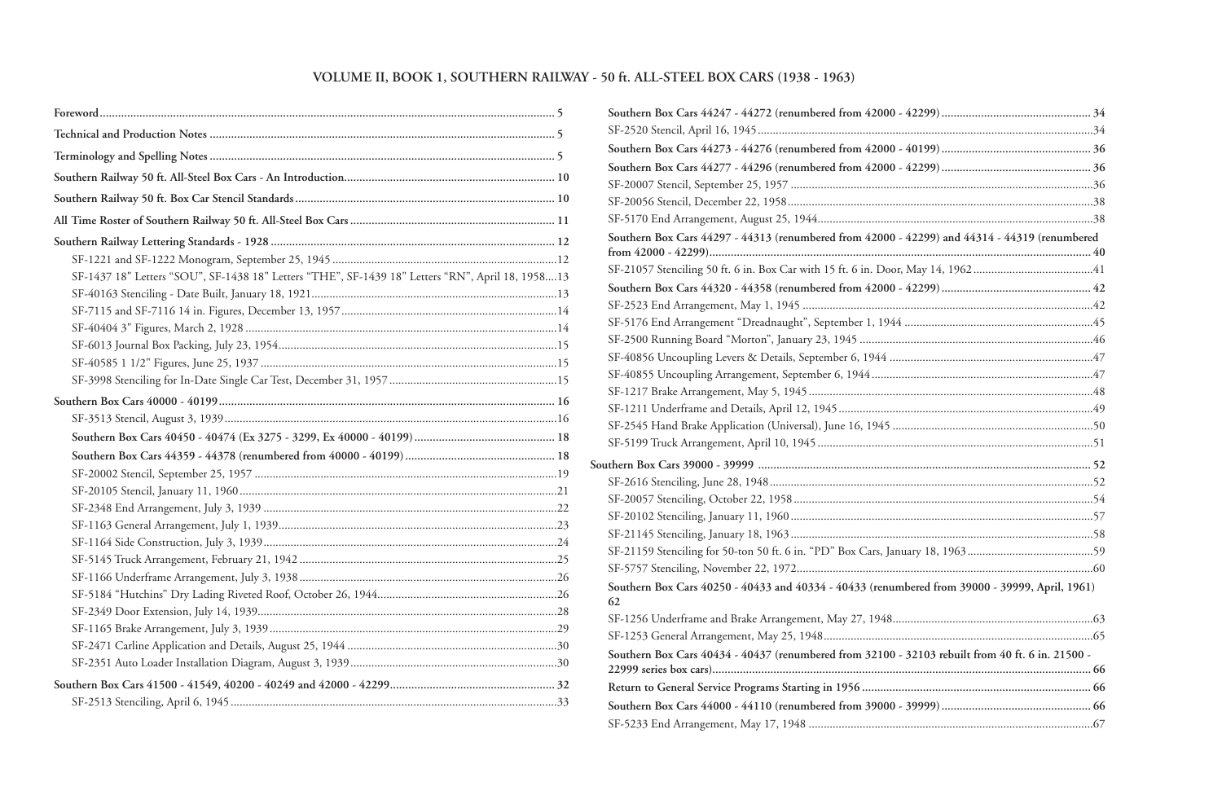## VOLUME II, BOOK 1, SOUTHERN RAILWAY - 50 ft. ALL-STEEL BOX CARS (1938 - 1963)

**Foreword** .... 5

**Technical and Production Notes** .... 5

**Terminology and Spelling Notes** .... 5

**Southern Railway 50 ft. All-Steel Box Cars - An Introduction** .... 10

**Southern Railway 50 ft. Box Car Stencil Standards** .... 10

**All Time Roster of Southern Railway 50 ft. All-Steel Box Cars** .... 11

**Southern Railway Lettering Standards - 1928** .... 12

- SF-1221 and SF-1222 Monogram, September 25, 1945 .... 12
- SF-1437 18" Letters "SOU", SF-1438 18" Letters "THE", SF-1439 18" Letters "RN", April 18, 1958 .... 13
- SF-40163 Stenciling - Date Built, January 18, 1921 .... 13
- SF-7115 and SF-7116 14 in. Figures, December 13, 1957 .... 14
- SF-40404 3" Figures, March 2, 1928 .... 14
- SF-6013 Journal Box Packing, July 23, 1954 .... 15
- SF-40585 1 1/2" Figures, June 25, 1937 .... 15
- SF-3998 Stenciling for In-Date Single Car Test, December 31, 1957 .... 15

**Southern Box Cars 40000 - 40199** .... 16

- SF-3513 Stencil, August 3, 1939 .... 16
- **Southern Box Cars 40450 - 40474 (Ex 3275 - 3299, Ex 40000 - 40199)** .... 18
- **Southern Box Cars 44359 - 44378 (renumbered from 40000 - 40199)** .... 18
- SF-20002 Stencil, September 25, 1957 .... 19
- SF-20105 Stencil, January 11, 1960 .... 21
- SF-2348 End Arrangement, July 3, 1939 .... 22
- SF-1163 General Arrangement, July 1, 1939 .... 23
- SF-1164 Side Construction, July 3, 1939 .... 24
- SF-5145 Truck Arrangement, February 21, 1942 .... 25
- SF-1166 Underframe Arrangement, July 3, 1938 .... 26
- SF-5184 "Hutchins" Dry Lading Riveted Roof, October 26, 1944 .... 26
- SF-2349 Door Extension, July 14, 1939 .... 28
- SF-1165 Brake Arrangement, July 3, 1939 .... 29
- SF-2471 Carline Application and Details, August 25, 1944 .... 30
- SF-2351 Auto Loader Installation Diagram, August 3, 1939 .... 30

**Southern Box Cars 41500 - 41549, 40200 - 40249 and 42000 - 42299** .... 32

- SF-2513 Stenciling, April 6, 1945 .... 33
- **Southern Box Cars 44247 - 44272 (renumbered from 42000 - 42299)** .... 34
- SF-2520 Stencil, April 16, 1945 .... 34
- **Southern Box Cars 44273 - 44276 (renumbered from 42000 - 40199)** .... 36
- **Southern Box Cars 44277 - 44296 (renumbered from 42000 - 42299)** .... 36
- SF-20007 Stencil, September 25, 1957 .... 36
- SF-20056 Stencil, December 22, 1958 .... 38
- SF-5170 End Arrangement, August 25, 1944 .... 38
- **Southern Box Cars 44297 - 44313 (renumbered from 42000 - 42299) and 44314 - 44319 (renumbered from 42000 - 42299)** .... 40
- SF-21057 Stenciling 50 ft. 6 in. Box Car with 15 ft. 6 in. Door, May 14, 1962 .... 41
- **Southern Box Cars 44320 - 44358 (renumbered from 42000 - 42299)** .... 42
- SF-2523 End Arrangement, May 1, 1945 .... 42
- SF-5176 End Arrangement "Dreadnaught", September 1, 1944 .... 45
- SF-2500 Running Board "Morton", January 23, 1945 .... 46
- SF-40856 Uncoupling Levers & Details, September 6, 1944 .... 47
- SF-40855 Uncoupling Arrangement, September 6, 1944 .... 47
- SF-1217 Brake Arrangement, May 5, 1945 .... 48
- SF-1211 Underframe and Details, April 12, 1945 .... 49
- SF-2545 Hand Brake Application (Universal), June 16, 1945 .... 50
- SF-5199 Truck Arrangement, April 10, 1945 .... 51

**Southern Box Cars 39000 - 39999** .... 52

- SF-2616 Stenciling, June 28, 1948 .... 52
- SF-20057 Stenciling, October 22, 1958 .... 54
- SF-20102 Stenciling, January 11, 1960 .... 57
- SF-21145 Stenciling, January 18, 1963 .... 58
- SF-21159 Stenciling for 50-ton 50 ft. 6 in. "PD" Box Cars, January 18, 1963 .... 59
- SF-5757 Stenciling, November 22, 1972 .... 60
- **Southern Box Cars 40250 - 40433 and 40334 - 40433 (renumbered from 39000 - 39999, April, 1961)** .... 62
- SF-1256 Underframe and Brake Arrangement, May 27, 1948 .... 63
- SF-1253 General Arrangement, May 25, 1948 .... 65
- **Southern Box Cars 40434 - 40437 (renumbered from 32100 - 32103 rebuilt from 40 ft. 6 in. 21500 - 22999 series box cars)** .... 66
- **Return to General Service Programs Starting in 1956** .... 66
- **Southern Box Cars 44000 - 44110 (renumbered from 39000 - 39999)** .... 66
- SF-5233 End Arrangement, May 17, 1948 .... 67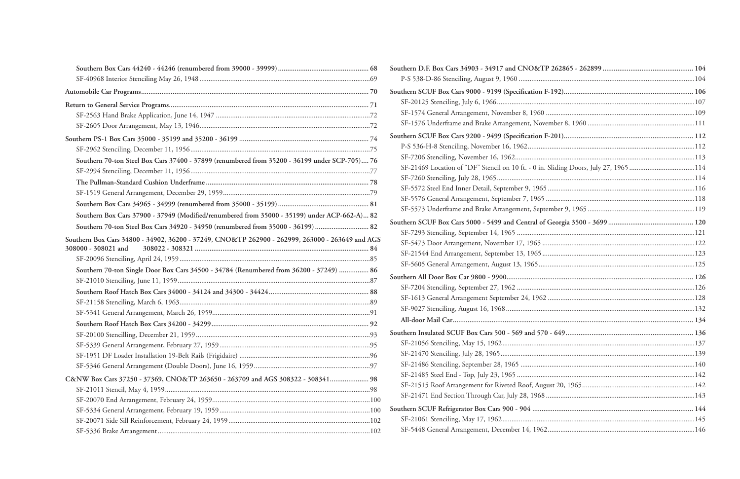**Southern Box Cars 44240 - 44246 (renumbered from 39000 - 39999)** ..... 68
SF-40968 Interior Stenciling May 26, 1948 ..... 69

**Automobile Car Programs** ..... 70

**Return to General Service Programs** ..... 71
SF-2563 Hand Brake Application, June 14, 1947 ..... 72
SF-2605 Door Arrangement, May 13, 1946 ..... 72

**Southern PS-1 Box Cars 35000 - 35199 and 35200 - 36199** ..... 74
SF-2962 Stenciling, December 11, 1956 ..... 75
**Southern 70-ton Steel Box Cars 37400 - 37899 (renumbered from 35200 - 36199 under SCP-705)** ..... 76
SF-2994 Stenciling, December 11, 1956 ..... 77
**The Pullman-Standard Cushion Underframe** ..... 78
SF-1519 General Arrangement, December 29, 1959 ..... 79
**Southern Box Cars 34965 - 34999 (renumbered from 35000 - 35199)** ..... 81
**Southern Box Cars 37900 - 37949 (Modified/renumbered from 35000 - 35199) under ACP-662-A)** ..... 82
**Southern 70-ton Steel Box Cars 34920 - 34950 (renumbered from 35000 - 36199)** ..... 82

**Southern Box Cars 34800 - 34902, 36200 - 37249, CNO&TP 262900 - 262999, 263000 - 263649 and AGS 308000 - 308021 and 308022 - 308321** ..... 84
SF-20096 Stenciling, April 24, 1959 ..... 85
**Southern 70-ton Single Door Box Cars 34500 - 34784 (Renumbered from 36200 - 37249)** ..... 86
SF-21010 Stenciling, June 11, 1959 ..... 87
**Southern Roof Hatch Box Cars 34000 - 34124 and 34300 - 34424** ..... 88
SF-21158 Stenciling, March 6, 1963 ..... 89
SF-5341 General Arrangement, March 26, 1959 ..... 91
**Southern Roof Hatch Box Cars 34200 - 34299** ..... 92
SF-20100 Stencilling, December 21, 1959 ..... 93
SF-5339 General Arrangement, February 27, 1959 ..... 95
SF-1951 DF Loader Installation 19-Belt Rails (Frigidaire) ..... 96
SF-5346 General Arrangement (Double Doors), June 16, 1959 ..... 97

**C&NW Box Cars 37250 - 37369, CNO&TP 263650 - 263709 and AGS 308322 - 308341** ..... 98
SF-21011 Stencil, May 4, 1959 ..... 98
SF-20070 End Arrangement, February 24, 1959 ..... 100
SF-5334 General Arrangement, February 19, 1959 ..... 100
SF-20071 Side Sill Reinforcement, February 24, 1959 ..... 102
SF-5336 Brake Arrangement ..... 102

**Southern D.F. Box Cars 34903 - 34917 and CNO&TP 262865 - 262899** ..... 104
P-S 538-D-86 Stenciling, August 9, 1960 ..... 104

**Southern SCUF Box Cars 9000 - 9199 (Specification F-192)** ..... 106
SF-20125 Stenciling, July 6, 1966 ..... 107
SF-1574 General Arrangement, November 8, 1960 ..... 109
SF-1576 Underframe and Brake Arrangement, November 8, 1960 ..... 111

**Southern SCUF Box Cars 9200 - 9499 (Specification F-201)** ..... 112
P-S 536-H-8 Stenciling, November 16, 1962 ..... 112
SF-7206 Stenciling, November 16, 1962 ..... 113
SF-21469 Location of "DF" Stencil on 10 ft. - 0 in. Sliding Doors, July 27, 1965 ..... 114
SF-7260 Stenciling, July 28, 1965 ..... 114
SF-5572 Steel End Inner Detail, September 9, 1965 ..... 116
SF-5576 General Arrangement, September 7, 1965 ..... 118
SF-5573 Underframe and Brake Arrangement, September 9, 1965 ..... 119

**Southern SCUF Box Cars 5000 - 5499 and Central of Georgia 3500 - 3699** ..... 120
SF-7293 Stenciling, September 14, 1965 ..... 121
SF-5473 Door Arrangement, November 17, 1965 ..... 122
SF-21544 End Arrangement, September 13, 1965 ..... 123
SF-5605 General Arrangement, August 13, 1965 ..... 125

**Southern All Door Box Car 9800 - 9900** ..... 126
SF-7204 Stenciling, September 27, 1962 ..... 126
SF-1613 General Arrangement September 24, 1962 ..... 128
SF-9027 Stenciling, August 16, 1968 ..... 132
**All-door Mail Car** ..... 134

**Southern Insulated SCUF Box Cars 500 - 569 and 570 - 649** ..... 136
SF-21056 Stenciling, May 15, 1962 ..... 137
SF-21470 Stenciling, July 28, 1965 ..... 139
SF-21486 Stenciling, September 28, 1965 ..... 140
SF-21485 Steel End - Top, July 23, 1965 ..... 142
SF-21515 Roof Arrangement for Riveted Roof, August 20, 1965 ..... 142
SF-21471 End Section Through Car, July 28, 1968 ..... 143

**Southern SCUF Refrigerator Box Cars 900 - 904** ..... 144
SF-21061 Stenciling, May 17, 1962 ..... 145
SF-5448 General Arrangement, December 14, 1962 ..... 146